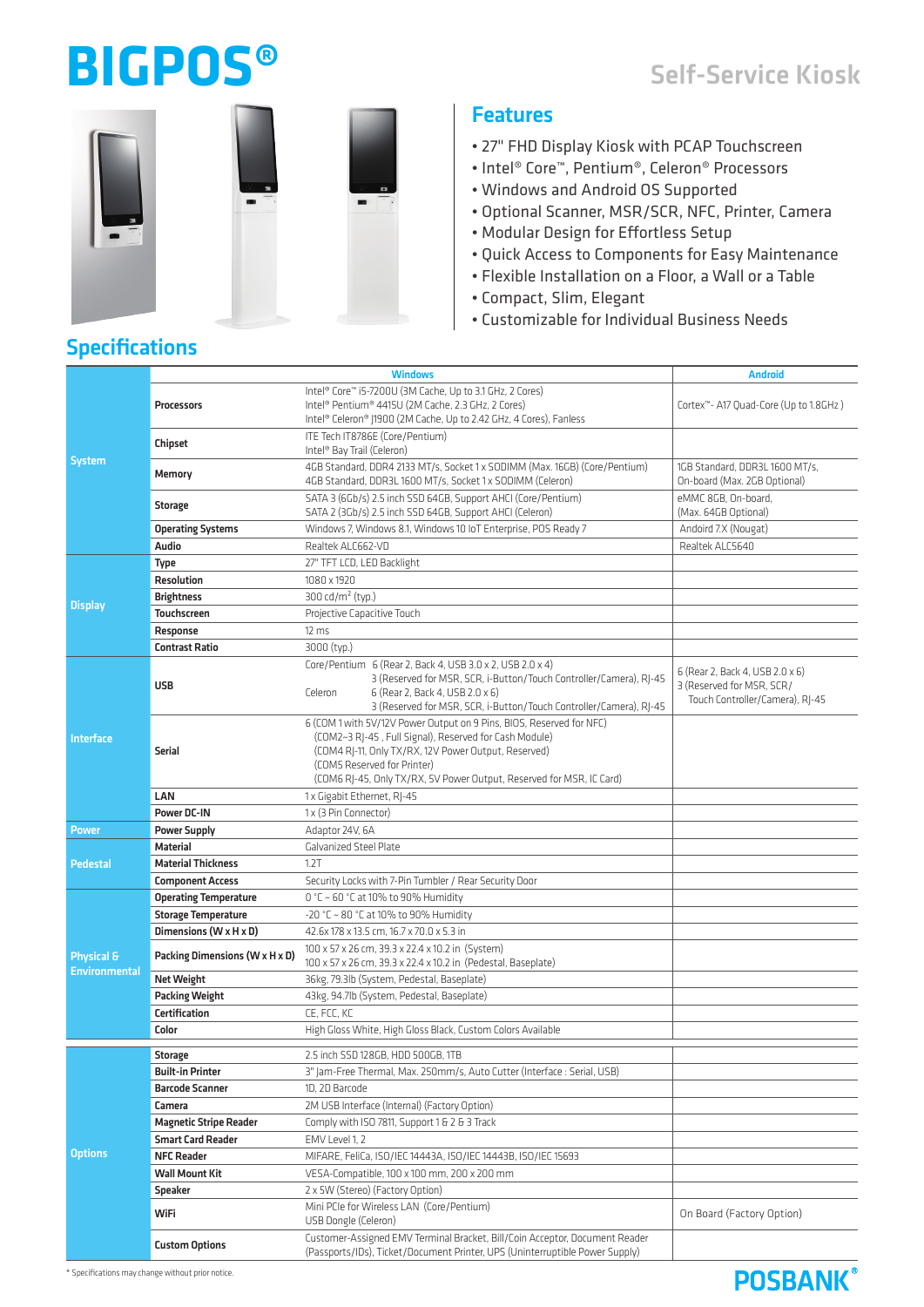# BIGPOS®

## Self-Service Kiosk

## Features

- 27" FHD Display Kiosk with PCAP Touchscreen
- Intel® Core™, Pentium®, Celeron® Processors
- Windows and Android OS Supported
- Optional Scanner, MSR/SCR, NFC, Printer, Camera
- Modular Design for Effortless Setup
- Quick Access to Components for Easy Maintenance
- Flexible Installation on a Floor, a Wall or a Table
- Compact, Slim, Elegant
- Customizable for Individual Business Needs

## Specifications

| | | Windows | Android |
|---|---|---|---|
| System | Processors | Intel® Core™ i5-7200U (3M Cache, Up to 3.1 GHz, 2 Cores)<br>Intel® Pentium® 4415U (2M Cache, 2.3 GHz, 2 Cores)<br>Intel® Celeron® J1900 (2M Cache, Up to 2.42 GHz, 4 Cores), Fanless | Cortex™- A17 Quad-Core (Up to 1.8GHz ) |
| | Chipset | ITE Tech IT8786E (Core/Pentium)<br>Intel® Bay Trail (Celeron) | |
| | Memory | 4GB Standard, DDR4 2133 MT/s, Socket 1 x SODIMM (Max. 16GB) (Core/Pentium)<br>4GB Standard, DDR3L 1600 MT/s, Socket 1 x SODIMM (Celeron) | 1GB Standard, DDR3L 1600 MT/s,<br>On-board (Max. 2GB Optional) |
| | Storage | SATA 3 (6Gb/s) 2.5 inch SSD 64GB, Support AHCI (Core/Pentium)<br>SATA 2 (3Gb/s) 2.5 inch SSD 64GB, Support AHCI (Celeron) | eMMC 8GB, On-board,<br>(Max. 64GB Optional) |
| | Operating Systems | Windows 7, Windows 8.1, Windows 10 IoT Enterprise, POS Ready 7 | Andoird 7.X (Nougat) |
| | Audio | Realtek ALC662-VD | Realtek ALC5640 |
| Display | Type | 27" TFT LCD, LED Backlight | |
| | Resolution | 1080 x 1920 | |
| | Brightness | 300 cd/m² (typ.) | |
| | Touchscreen | Projective Capacitive Touch | |
| | Response | 12 ms | |
| | Contrast Ratio | 3000 (typ.) | |
| Interface | USB | Core/Pentium 6 (Rear 2, Back 4, USB 3.0 x 2, USB 2.0 x 4)<br>3 (Reserved for MSR, SCR, i-Button/Touch Controller/Camera), RJ-45<br>Celeron 6 (Rear 2, Back 4, USB 2.0 x 6)<br>3 (Reserved for MSR, SCR, i-Button/Touch Controller/Camera), RJ-45 | 6 (Rear 2, Back 4, USB 2.0 x 6)<br>3 (Reserved for MSR, SCR/<br>Touch Controller/Camera), RJ-45 |
| | Serial | 6 (COM 1 with 5V/12V Power Output on 9 Pins, BIOS, Reserved for NFC)<br>(COM2~3 RJ-45 , Full Signal), Reserved for Cash Module)<br>(COM4 RJ-11, Only TX/RX, 12V Power Output, Reserved)<br>(COM5 Reserved for Printer)<br>(COM6 RJ-45, Only TX/RX, 5V Power Output, Reserved for MSR, IC Card) | |
| | LAN | 1 x Gigabit Ethernet, RJ-45 | |
| | Power DC-IN | 1 x (3 Pin Connector) | |
| Power | Power Supply | Adaptor 24V, 6A | |
| Pedestal | Material | Galvanized Steel Plate | |
| | Material Thickness | 1.2T | |
| | Component Access | Security Locks with 7-Pin Tumbler / Rear Security Door | |
| Physical & Environmental | Operating Temperature | 0 °C ~ 60 °C at 10% to 90% Humidity | |
| | Storage Temperature | -20 °C ~ 80 °C at 10% to 90% Humidity | |
| | Dimensions (W x H x D) | 42.6x 178 x 13.5 cm, 16.7 x 70.0 x 5.3 in | |
| | Packing Dimensions (W x H x D) | 100 x 57 x 26 cm, 39.3 x 22.4 x 10.2 in (System)<br>100 x 57 x 26 cm, 39.3 x 22.4 x 10.2 in (Pedestal, Baseplate) | |
| | Net Weight | 36kg, 79.3lb (System, Pedestal, Baseplate) | |
| | Packing Weight | 43kg, 94.7lb (System, Pedestal, Baseplate) | |
| | Certification | CE, FCC, KC | |
| | Color | High Gloss White, High Gloss Black, Custom Colors Available | |
| Options | Storage | 2.5 inch SSD 128GB, HDD 500GB, 1TB | |
| | Built-in Printer | 3" Jam-Free Thermal, Max. 250mm/s, Auto Cutter (Interface : Serial, USB) | |
| | Barcode Scanner | 1D, 2D Barcode | |
| | Camera | 2M USB Interface (Internal) (Factory Option) | |
| | Magnetic Stripe Reader | Comply with ISO 7811, Support 1 & 2 & 3 Track | |
| | Smart Card Reader | EMV Level 1, 2 | |
| | NFC Reader | MIFARE, FeliCa, ISO/IEC 14443A, ISO/IEC 14443B, ISO/IEC 15693 | |
| | Wall Mount Kit | VESA-Compatible, 100 x 100 mm, 200 x 200 mm | |
| | Speaker | 2 x 5W (Stereo) (Factory Option) | |
| | WiFi | Mini PCIe for Wireless LAN (Core/Pentium)<br>USB Dongle (Celeron) | On Board (Factory Option) |
| | Custom Options | Customer-Assigned EMV Terminal Bracket, Bill/Coin Acceptor, Document Reader (Passports/IDs), Ticket/Document Printer, UPS (Uninterruptible Power Supply) | |

* Specifications may change without prior notice.

POSBANK®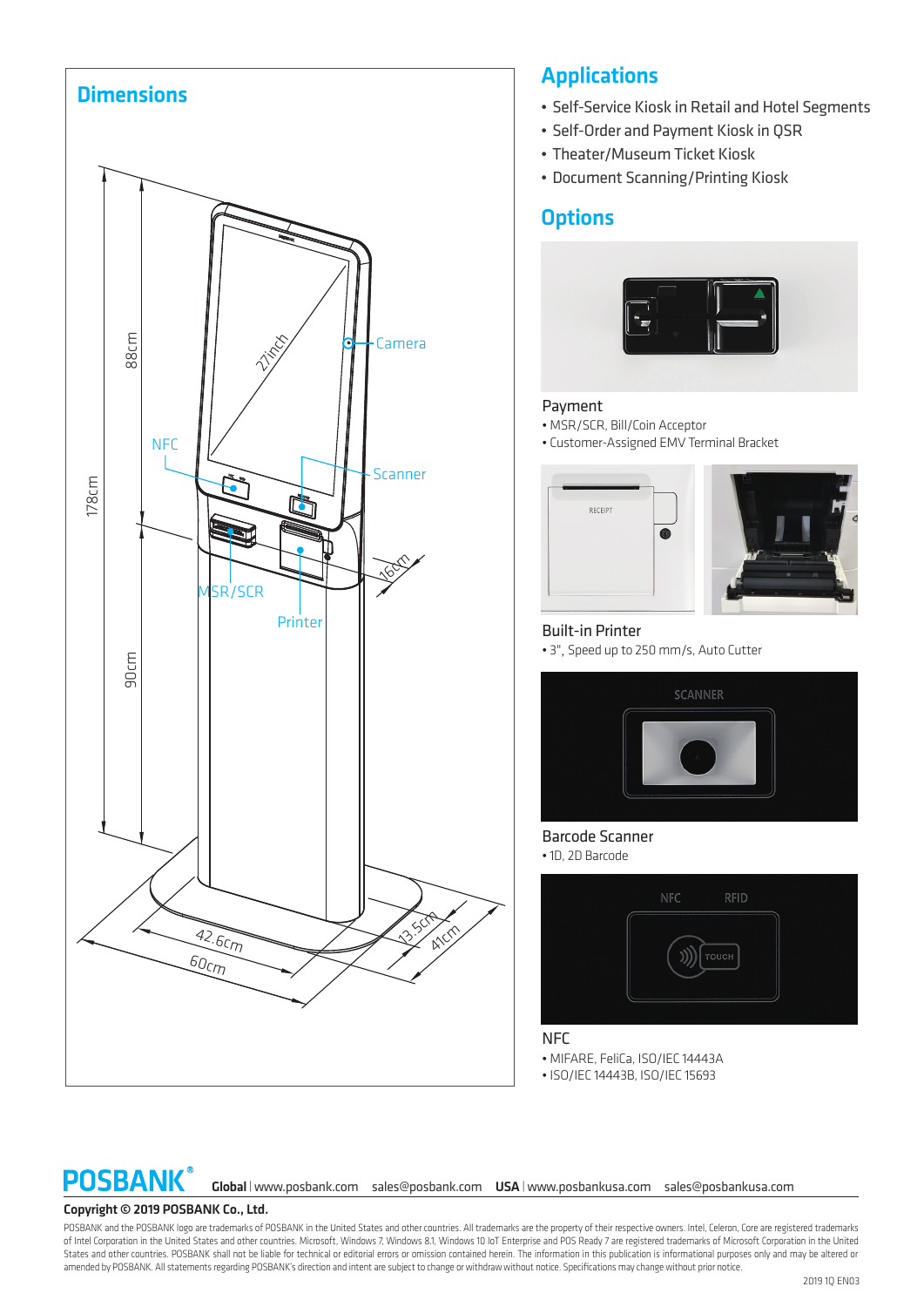## Dimensions

178cm
88cm
90cm
27inch
Camera
NFC
Scanner
MSR/SCR
Printer
16cm
42.6cm
60cm
13.5cm
41cm

## Applications

- Self-Service Kiosk in Retail and Hotel Segments
- Self-Order and Payment Kiosk in QSR
- Theater/Museum Ticket Kiosk
- Document Scanning/Printing Kiosk

## Options

Payment

- MSR/SCR, Bill/Coin Acceptor
- Customer-Assigned EMV Terminal Bracket

Built-in Printer

- 3", Speed up to 250 mm/s, Auto Cutter

Barcode Scanner

- 1D, 2D Barcode

NFC

- MIFARE, FeliCa, ISO/IEC 14443A
- ISO/IEC 14443B, ISO/IEC 15693

**POSBANK®** **Global** | www.posbank.com sales@posbank.com **USA** | www.posbankusa.com sales@posbankusa.com

**Copyright © 2019 POSBANK Co., Ltd.**

POSBANK and the POSBANK logo are trademarks of POSBANK in the United States and other countries. All trademarks are the property of their respective owners. Intel, Celeron, Core are registered trademarks of Intel Corporation in the United States and other countries. Microsoft, Windows 7, Windows 8.1, Windows 10 IoT Enterprise and POS Ready 7 are registered trademarks of Microsoft Corporation in the United States and other countries. POSBANK shall not be liable for technical or editorial errors or omission contained herein. The information in this publication is informational purposes only and may be altered or amended by POSBANK. All statements regarding POSBANK's direction and intent are subject to change or withdraw without notice. Specifications may change without prior notice.

2019 1Q EN03